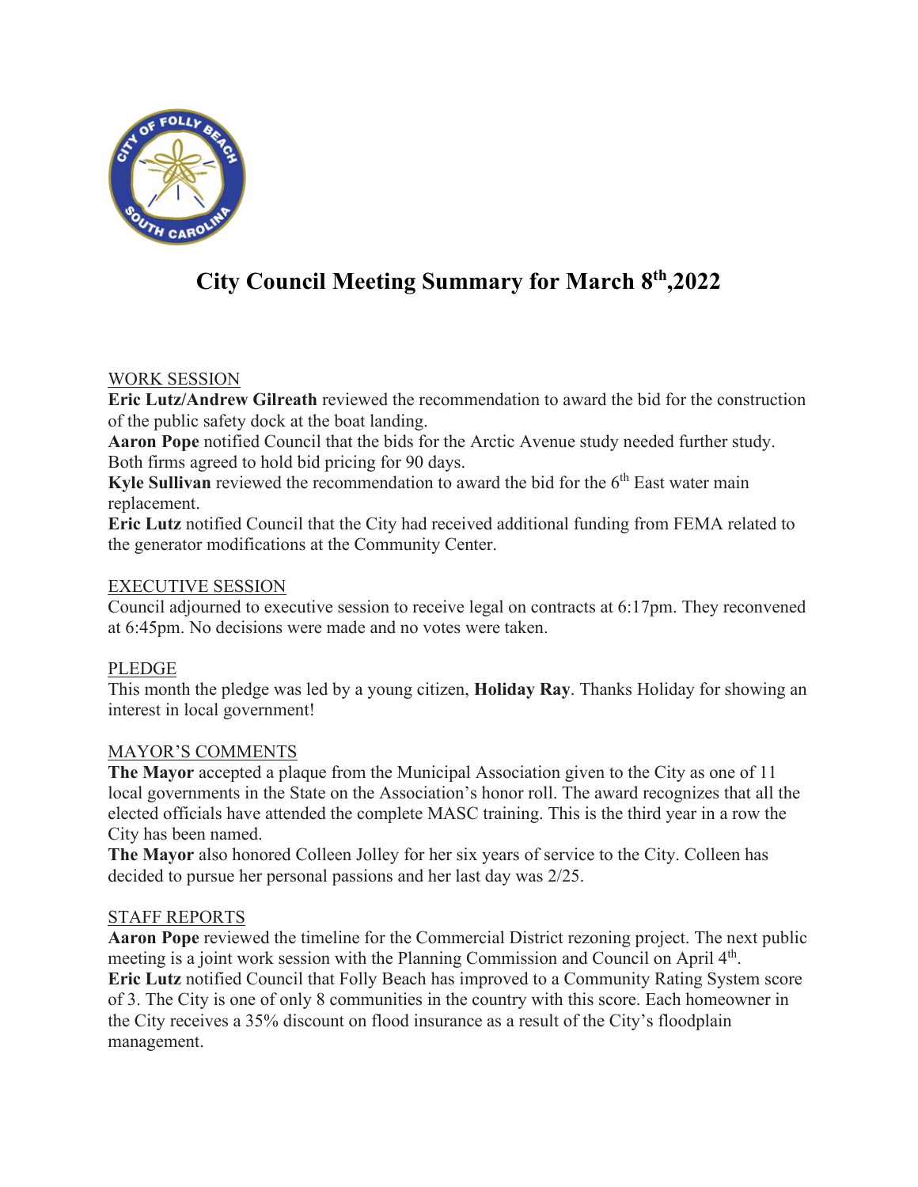# City Council Meeting Summary for March 8th,2022

WORK SESSION

**Eric Lutz/Andrew Gilreath** reviewed the recommendation to award the bid for the construction of the public safety dock at the boat landing.

**Aaron Pope** notified Council that the bids for the Arctic Avenue study needed further study. Both firms agreed to hold bid pricing for 90 days.

**Kyle Sullivan** reviewed the recommendation to award the bid for the 6th East water main replacement.

**Eric Lutz** notified Council that the City had received additional funding from FEMA related to the generator modifications at the Community Center.

EXECUTIVE SESSION

Council adjourned to executive session to receive legal on contracts at 6:17pm. They reconvened at 6:45pm. No decisions were made and no votes were taken.

PLEDGE

This month the pledge was led by a young citizen, **Holiday Ray**. Thanks Holiday for showing an interest in local government!

MAYOR'S COMMENTS

**The Mayor** accepted a plaque from the Municipal Association given to the City as one of 11 local governments in the State on the Association's honor roll. The award recognizes that all the elected officials have attended the complete MASC training. This is the third year in a row the City has been named.

**The Mayor** also honored Colleen Jolley for her six years of service to the City. Colleen has decided to pursue her personal passions and her last day was 2/25.

STAFF REPORTS

**Aaron Pope** reviewed the timeline for the Commercial District rezoning project. The next public meeting is a joint work session with the Planning Commission and Council on April 4th.

**Eric Lutz** notified Council that Folly Beach has improved to a Community Rating System score of 3. The City is one of only 8 communities in the country with this score. Each homeowner in the City receives a 35% discount on flood insurance as a result of the City's floodplain management.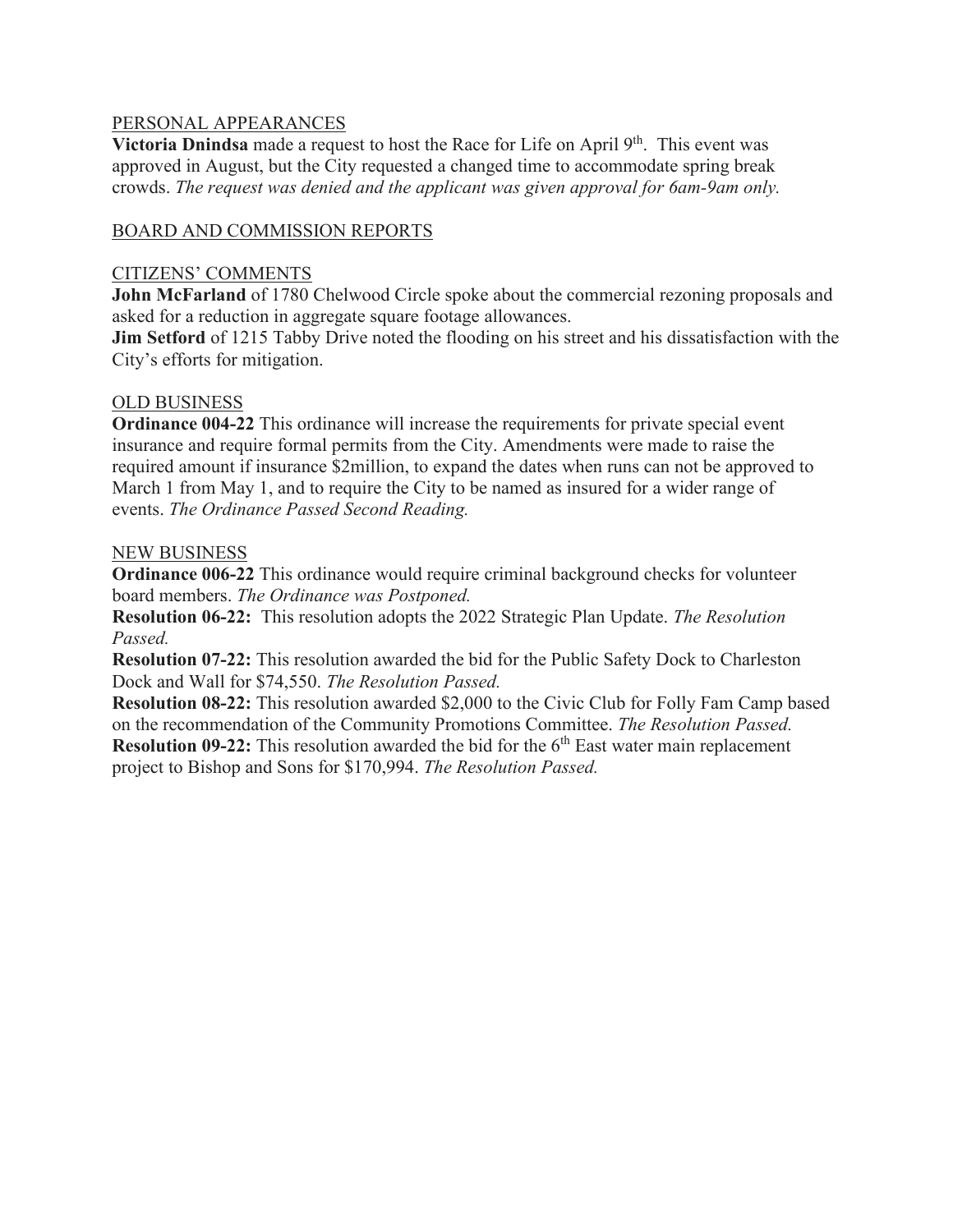## PERSONAL APPEARANCES

**Victoria Dnindsa** made a request to host the Race for Life on April 9th. This event was approved in August, but the City requested a changed time to accommodate spring break crowds. *The request was denied and the applicant was given approval for 6am-9am only.*

## BOARD AND COMMISSION REPORTS

## CITIZENS' COMMENTS

**John McFarland** of 1780 Chelwood Circle spoke about the commercial rezoning proposals and asked for a reduction in aggregate square footage allowances.

**Jim Setford** of 1215 Tabby Drive noted the flooding on his street and his dissatisfaction with the City's efforts for mitigation.

## OLD BUSINESS

**Ordinance 004-22** This ordinance will increase the requirements for private special event insurance and require formal permits from the City. Amendments were made to raise the required amount if insurance $2million, to expand the dates when runs can not be approved to March 1 from May 1, and to require the City to be named as insured for a wider range of events. *The Ordinance Passed Second Reading.*

## NEW BUSINESS

**Ordinance 006-22** This ordinance would require criminal background checks for volunteer board members. *The Ordinance was Postponed.*

**Resolution 06-22:** This resolution adopts the 2022 Strategic Plan Update. *The Resolution Passed.*

**Resolution 07-22:** This resolution awarded the bid for the Public Safety Dock to Charleston Dock and Wall for $74,550. *The Resolution Passed.*

**Resolution 08-22:** This resolution awarded $2,000 to the Civic Club for Folly Fam Camp based on the recommendation of the Community Promotions Committee. *The Resolution Passed.*

**Resolution 09-22:** This resolution awarded the bid for the 6th East water main replacement project to Bishop and Sons for $170,994. *The Resolution Passed.*